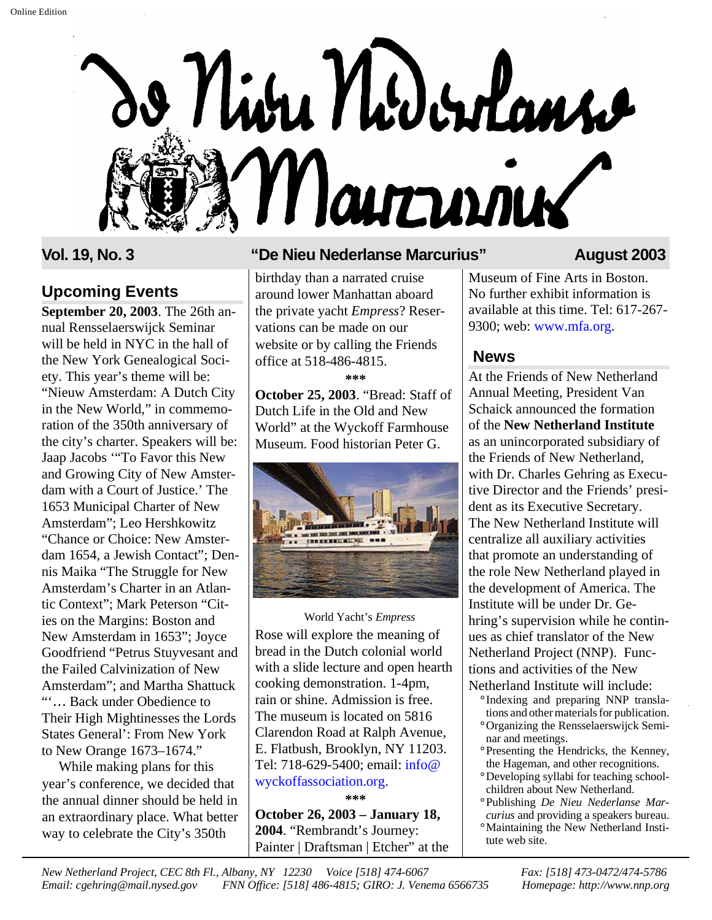# De Nieu Nederlanse Marcurius

**Vol. 19, No. 3** — **"De Nieu Nederlanse Marcurius"** — **August 2003**

## Upcoming Events

**September 20, 2003**. The 26th annual Rensselaerswijck Seminar will be held in NYC in the hall of the New York Genealogical Society. This year's theme will be: "Nieuw Amsterdam: A Dutch City in the New World," in commemoration of the 350th anniversary of the city's charter. Speakers will be: Jaap Jacobs '"To Favor this New and Growing City of New Amsterdam with a Court of Justice.' The 1653 Municipal Charter of New Amsterdam"; Leo Hershkowitz "Chance or Choice: New Amsterdam 1654, a Jewish Contact"; Dennis Maika "The Struggle for New Amsterdam's Charter in an Atlantic Context"; Mark Peterson "Cities on the Margins: Boston and New Amsterdam in 1653"; Joyce Goodfriend "Petrus Stuyvesant and the Failed Calvinization of New Amsterdam"; and Martha Shattuck "'… Back under Obedience to Their High Mightinesses the Lords States General': From New York to New Orange 1673–1674."

While making plans for this year's conference, we decided that the annual dinner should be held in an extraordinary place. What better way to celebrate the City's 350th birthday than a narrated cruise around lower Manhattan aboard the private yacht *Empress*? Reservations can be made on our website or by calling the Friends office at 518-486-4815.

\*\*\*

**October 25, 2003**. "Bread: Staff of Dutch Life in the Old and New World" at the Wyckoff Farmhouse Museum. Food historian Peter G. Rose will explore the meaning of bread in the Dutch colonial world with a slide lecture and open hearth cooking demonstration. 1-4pm, rain or shine. Admission is free. The museum is located on 5816 Clarendon Road at Ralph Avenue, E. Flatbush, Brooklyn, NY 11203. Tel: 718-629-5400; email: info@wyckoffassociation.org.

World Yacht's *Empress*

\*\*\*

**October 26, 2003 – January 18, 2004**. "Rembrandt's Journey: Painter | Draftsman | Etcher" at the Museum of Fine Arts in Boston. No further exhibit information is available at this time. Tel: 617-267-9300; web: www.mfa.org.

## News

At the Friends of New Netherland Annual Meeting, President Van Schaick announced the formation of the **New Netherland Institute** as an unincorporated subsidiary of the Friends of New Netherland, with Dr. Charles Gehring as Executive Director and the Friends' president as its Executive Secretary. The New Netherland Institute will centralize all auxiliary activities that promote an understanding of the role New Netherland played in the development of America. The Institute will be under Dr. Gehring's supervision while he continues as chief translator of the New Netherland Project (NNP). Functions and activities of the New Netherland Institute will include:

- Indexing and preparing NNP translations and other materials for publication.
- Organizing the Rensselaerswijck Seminar and meetings.
- Presenting the Hendricks, the Kenney, the Hageman, and other recognitions.
- Developing syllabi for teaching schoolchildren about New Netherland.
- Publishing *De Nieu Nederlanse Marcurius* and providing a speakers bureau.
- Maintaining the New Netherland Institute web site.

*New Netherland Project, CEC 8th Fl., Albany, NY 12230 Voice [518] 474-6067 Fax: [518] 473-0472/474-5786*
*Email: cgehring@mail.nysed.gov FNN Office: [518] 486-4815; GIRO: J. Venema 6566735 Homepage: http://www.nnp.org*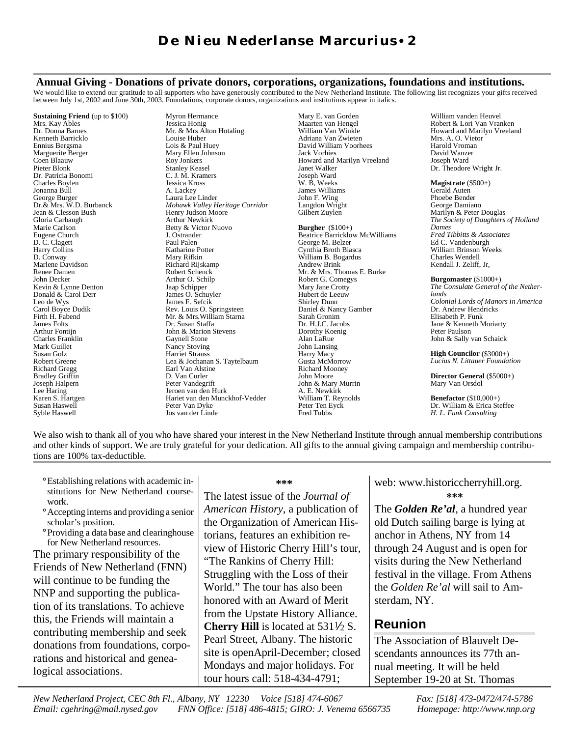## Annual Giving - Donations of private donors, corporations, organizations, foundations and institutions.

We would like to extend our gratitude to all supporters who have generously contributed to the New Netherland Institute. The following list recognizes your gifts received between July 1st, 2002 and June 30th, 2003. Foundations, corporate donors, organizations and institutions appear in italics.

**Sustaining Friend** (up to $100)
Mrs. Kay Ables
Dr. Donna Barnes
Kenneth Barricklo
Ennius Bergsma
Marguerite Berger
Coen Blaauw
Pieter Blonk
Dr. Patricia Bonomi
Charles Boylen
Jonanna Bull
George Burger
Dr.& Mrs. W.D. Burbanck
Jean & Clesson Bush
Gloria Carbaugh
Marie Carlson
Eugene Church
D. C. Clagett
Harry Collins
D. Conway
Marlene Davidson
Renee Damen
John Decker
Kevin & Lynne Denton
Donald & Carol Derr
Leo de Wys
Carol Boyce Dudik
Firth H. Fabend
James Folts
Arthur Fontijn
Charles Franklin
Mark Guillet
Susan Golz
Robert Greene
Richard Gregg
Bradley Griffin
Joseph Halpern
Lee Haring
Karen S. Hartgen
Susan Haswell
Syble Haswell
Myron Hermance
Jessica Honig
Mr. & Mrs Alton Hotaling
Louise Huber
Lois & Paul Huey
Mary Ellen Johnson
Roy Jonkers
Stanley Keasel
C. J. M. Kramers
Jessica Kross
A. Lackey
Laura Lee Linder
*Mohawk Valley Heritage Corridor*
Henry Judson Moore
Arthur Newkirk
Betty & Victor Nuovo
J. Ostrander
Paul Palen
Katharine Potter
Mary Rifkin
Richard Rijskamp
Robert Schenck
Arthur O. Schilp
Jaap Schipper
James O. Schuyler
James F. Sefcik
Rev. Louis O. Springsteen
Mr. & Mrs.William Starna
Dr. Susan Staffa
John & Marion Stevens
Gaynell Stone
Nancy Stoving
Harriet Strauss
Lea & Jochanan S. Taytelbaum
Earl Van Alstine
D. Van Curler
Peter Vandegrift
Jeroen van den Hurk
Hariet van den Munckhof-Vedder
Peter Van Dyke
Jos van der Linde
Mary E. van Gorden
Maarten van Hengel
William Van Winkle
Adriana Van Zwieten
David William Voorhees
Jack Vorhies
Howard and Marilyn Vreeland
Janet Walker
Joseph Ward
W. B, Weeks
James Williams
John F. Wing
Langdon Wright
Gilbert Zuylen

**Burgher** ($100+)
Beatrice Barricklow McWilliams
George M. Belzer
Cynthia Broth Biasca
William B. Bogardus
Andrew Brink
Mr. & Mrs. Thomas E. Burke
Robert G. Comegys
Mary Jane Crotty
Hubert de Leeuw
Shirley Dunn
Daniel & Nancy Gamber
Sarah Gronim
Dr. H.J.C. Jacobs
Dorothy Koenig
Alan LaRue
John Lansing
Harry Macy
Gusta McMorrow
Richard Mooney
John Moore
John & Mary Murrin
A. E. Newkirk
William T. Reynolds
Peter Ten Eyck
Fred Tubbs
William vanden Heuvel
Robert & Lori Van Vranken
Howard and Marilyn Vreeland
Mrs. A. O. Vietor
Harold Vroman
David Wanzer
Joseph Ward
Dr. Theodore Wright Jr.

**Magistrate** ($500+)
Gerald Auten
Phoebe Bender
George Damiano
Marilyn & Peter Douglas
*The Society of Daughters of Holland Dames*
*Fred Tibbitts & Associates*
Ed C. Vandenburgh
William Brinson Weeks
Charles Wendell
Kendall J. Zeliff, Jr,

**Burgomaster** ($1000+)
*The Consulate General of the Netherlands*
*Colonial Lords of Manors in America*
Dr. Andrew Hendricks
Elisabeth P. Funk
Jane & Kenneth Moriarty
Peter Paulson
John & Sally van Schaick

**High Councilor** ($3000+)
*Lucius N. Littauer Foundation*

**Director General** ($5000+)
Mary Van Orsdol

**Benefactor** ($10,000+)
Dr. William & Erica Steffee
*H. L. Funk Consulting*

We also wish to thank all of you who have shared your interest in the New Netherland Institute through annual membership contributions and other kinds of support. We are truly grateful for your dedication. All gifts to the annual giving campaign and membership contributions are 100% tax-deductible.

- Establishing relations with academic institutions for New Netherland coursework.
- Accepting interns and providing a senior scholar's position.
- Providing a data base and clearinghouse for New Netherland resources.

The primary responsibility of the Friends of New Netherland (FNN) will continue to be funding the NNP and supporting the publication of its translations. To achieve this, the Friends will maintain a contributing membership and seek donations from foundations, corporations and historical and genealogical associations.

***

The latest issue of the *Journal of American History*, a publication of the Organization of American Historians, features an exhibition review of Historic Cherry Hill's tour, "The Rankins of Cherry Hill: Struggling with the Loss of their World." The tour has also been honored with an Award of Merit from the Upstate History Alliance. **Cherry Hill** is located at 531½ S. Pearl Street, Albany. The historic site is openApril-December; closed Mondays and major holidays. For tour hours call: 518-434-4791; web: www.historiccherryhill.org.

***

The ***Golden Re'al***, a hundred year old Dutch sailing barge is lying at anchor in Athens, NY from 14 through 24 August and is open for visits during the New Netherland festival in the village. From Athens the *Golden Re'al* will sail to Amsterdam, NY.

## Reunion

The Association of Blauvelt Descendants announces its 77th annual meeting. It will be held September 19-20 at St. Thomas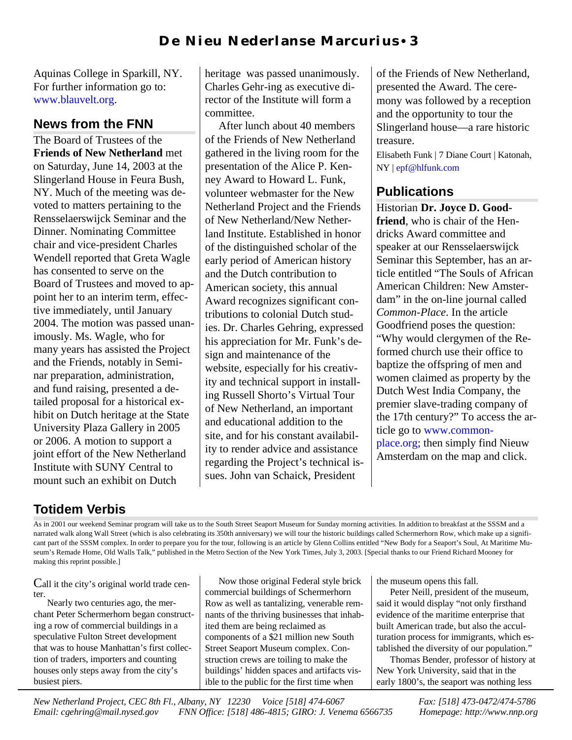Aquinas College in Sparkill, NY. For further information go to: www.blauvelt.org.

## News from the FNN

The Board of Trustees of the **Friends of New Netherland** met on Saturday, June 14, 2003 at the Slingerland House in Feura Bush, NY. Much of the meeting was devoted to matters pertaining to the Rensselaerswijck Seminar and the Dinner. Nominating Committee chair and vice-president Charles Wendell reported that Greta Wagle has consented to serve on the Board of Trustees and moved to appoint her to an interim term, effective immediately, until January 2004. The motion was passed unanimously. Ms. Wagle, who for many years has assisted the Project and the Friends, notably in Seminar preparation, administration, and fund raising, presented a detailed proposal for a historical exhibit on Dutch heritage at the State University Plaza Gallery in 2005 or 2006. A motion to support a joint effort of the New Netherland Institute with SUNY Central to mount such an exhibit on Dutch heritage was passed unanimously. Charles Gehr-ing as executive director of the Institute will form a committee.

After lunch about 40 members of the Friends of New Netherland gathered in the living room for the presentation of the Alice P. Kenney Award to Howard L. Funk, volunteer webmaster for the New Netherland Project and the Friends of New Netherland/New Netherland Institute. Established in honor of the distinguished scholar of the early period of American history and the Dutch contribution to American society, this annual Award recognizes significant contributions to colonial Dutch studies. Dr. Charles Gehring, expressed his appreciation for Mr. Funk's design and maintenance of the website, especially for his creativity and technical support in installing Russell Shorto's Virtual Tour of New Netherland, an important and educational addition to the site, and for his constant availability to render advice and assistance regarding the Project's technical issues. John van Schaick, President of the Friends of New Netherland, presented the Award. The ceremony was followed by a reception and the opportunity to tour the Slingerland house—a rare historic treasure.

Elisabeth Funk | 7 Diane Court | Katonah, NY | epf@hlfunk.com

## Publications

Historian **Dr. Joyce D. Goodfriend**, who is chair of the Hendricks Award committee and speaker at our Rensselaerswijck Seminar this September, has an article entitled "The Souls of African American Children: New Amsterdam" in the on-line journal called *Common-Place*. In the article Goodfriend poses the question: "Why would clergymen of the Reformed church use their office to baptize the offspring of men and women claimed as property by the Dutch West India Company, the premier slave-trading company of the 17th century?" To access the article go to www.common-place.org; then simply find Nieuw Amsterdam on the map and click.

## Totidem Verbis

As in 2001 our weekend Seminar program will take us to the South Street Seaport Museum for Sunday morning activities. In addition to breakfast at the SSSM and a narrated walk along Wall Street (which is also celebrating its 350th anniversary) we will tour the historic buildings called Schermerhorn Row, which make up a significant part of the SSSM complex. In order to prepare you for the tour, following is an article by Glenn Collins entitled "New Body for a Seaport's Soul, At Maritime Museum's Remade Home, Old Walls Talk," published in the Metro Section of the New York Times, July 3, 2003. [Special thanks to our Friend Richard Mooney for making this reprint possible.]

Call it the city's original world trade center.

Nearly two centuries ago, the merchant Peter Schermerhorn began constructing a row of commercial buildings in a speculative Fulton Street development that was to house Manhattan's first collection of traders, importers and counting houses only steps away from the city's busiest piers.

Now those original Federal style brick commercial buildings of Schermerhorn Row as well as tantalizing, venerable remnants of the thriving businesses that inhabited them are being reclaimed as components of a $21 million new South Street Seaport Museum complex. Construction crews are toiling to make the buildings' hidden spaces and artifacts visible to the public for the first time when the museum opens this fall.

Peter Neill, president of the museum, said it would display "not only firsthand evidence of the maritime enterprise that built American trade, but also the acculturation process for immigrants, which established the diversity of our population."

Thomas Bender, professor of history at New York University, said that in the early 1800's, the seaport was nothing less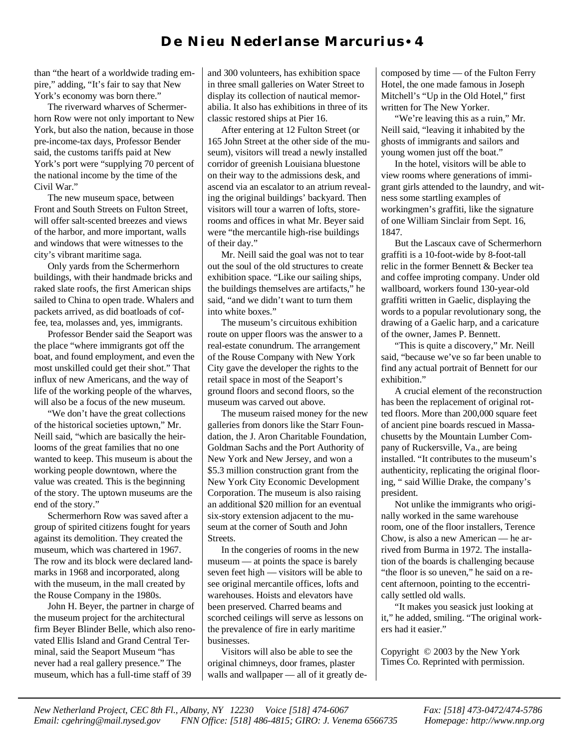than "the heart of a worldwide trading empire," adding, "It's fair to say that New York's economy was born there."

The riverward wharves of Schermerhorn Row were not only important to New York, but also the nation, because in those pre-income-tax days, Professor Bender said, the customs tariffs paid at New York's port were "supplying 70 percent of the national income by the time of the Civil War."

The new museum space, between Front and South Streets on Fulton Street, will offer salt-scented breezes and views of the harbor, and more important, walls and windows that were witnesses to the city's vibrant maritime saga.

Only yards from the Schermerhorn buildings, with their handmade bricks and raked slate roofs, the first American ships sailed to China to open trade. Whalers and packets arrived, as did boatloads of coffee, tea, molasses and, yes, immigrants.

Professor Bender said the Seaport was the place "where immigrants got off the boat, and found employment, and even the most unskilled could get their shot." That influx of new Americans, and the way of life of the working people of the wharves, will also be a focus of the new museum.

"We don't have the great collections of the historical societies uptown," Mr. Neill said, "which are basically the heirlooms of the great families that no one wanted to keep. This museum is about the working people downtown, where the value was created. This is the beginning of the story. The uptown museums are the end of the story."

Schermerhorn Row was saved after a group of spirited citizens fought for years against its demolition. They created the museum, which was chartered in 1967. The row and its block were declared landmarks in 1968 and incorporated, along with the museum, in the mall created by the Rouse Company in the 1980s.

John H. Beyer, the partner in charge of the museum project for the architectural firm Beyer Blinder Belle, which also renovated Ellis Island and Grand Central Terminal, said the Seaport Museum "has never had a real gallery presence." The museum, which has a full-time staff of 39 and 300 volunteers, has exhibition space in three small galleries on Water Street to display its collection of nautical memorabilia. It also has exhibitions in three of its classic restored ships at Pier 16.

After entering at 12 Fulton Street (or 165 John Street at the other side of the museum), visitors will tread a newly installed corridor of greenish Louisiana bluestone on their way to the admissions desk, and ascend via an escalator to an atrium revealing the original buildings' backyard. Then visitors will tour a warren of lofts, storerooms and offices in what Mr. Beyer said were "the mercantile high-rise buildings of their day."

Mr. Neill said the goal was not to tear out the soul of the old structures to create exhibition space. "Like our sailing ships, the buildings themselves are artifacts," he said, "and we didn't want to turn them into white boxes."

The museum's circuitous exhibition route on upper floors was the answer to a real-estate conundrum. The arrangement of the Rouse Company with New York City gave the developer the rights to the retail space in most of the Seaport's ground floors and second floors, so the museum was carved out above.

The museum raised money for the new galleries from donors like the Starr Foundation, the J. Aron Charitable Foundation, Goldman Sachs and the Port Authority of New York and New Jersey, and won a $5.3 million construction grant from the New York City Economic Development Corporation. The museum is also raising an additional $20 million for an eventual six-story extension adjacent to the museum at the corner of South and John Streets.

In the congeries of rooms in the new museum — at points the space is barely seven feet high — visitors will be able to see original mercantile offices, lofts and warehouses. Hoists and elevators have been preserved. Charred beams and scorched ceilings will serve as lessons on the prevalence of fire in early maritime businesses.

Visitors will also be able to see the original chimneys, door frames, plaster walls and wallpaper — all of it greatly decomposed by time — of the Fulton Ferry Hotel, the one made famous in Joseph Mitchell's "Up in the Old Hotel," first written for The New Yorker.

"We're leaving this as a ruin," Mr. Neill said, "leaving it inhabited by the ghosts of immigrants and sailors and young women just off the boat."

In the hotel, visitors will be able to view rooms where generations of immigrant girls attended to the laundry, and witness some startling examples of workingmen's graffiti, like the signature of one William Sinclair from Sept. 16, 1847.

But the Lascaux cave of Schermerhorn graffiti is a 10-foot-wide by 8-foot-tall relic in the former Bennett & Becker tea and coffee improting company. Under old wallboard, workers found 130-year-old graffiti written in Gaelic, displaying the words to a popular revolutionary song, the drawing of a Gaelic harp, and a caricature of the owner, James P. Bennett.

"This is quite a discovery," Mr. Neill said, "because we've so far been unable to find any actual portrait of Bennett for our exhibition."

A crucial element of the reconstruction has been the replacement of original rotted floors. More than 200,000 square feet of ancient pine boards rescued in Massachusetts by the Mountain Lumber Company of Ruckersville, Va., are being installed. "It contributes to the museum's authenticity, replicating the original flooring, " said Willie Drake, the company's president.

Not unlike the immigrants who originally worked in the same warehouse room, one of the floor installers, Terence Chow, is also a new American — he arrived from Burma in 1972. The installation of the boards is challenging because "the floor is so uneven," he said on a recent afternoon, pointing to the eccentrically settled old walls.

"It makes you seasick just looking at it," he added, smiling. "The original workers had it easier."

Copyright © 2003 by the New York Times Co. Reprinted with permission.

*New Netherland Project, CEC 8th Fl., Albany, NY 12230 Voice [518] 474-6067 Fax: [518] 473-0472/474-5786*
*Email: cgehring@mail.nysed.gov FNN Office: [518] 486-4815; GIRO: J. Venema 6566735 Homepage: http://www.nnp.org*